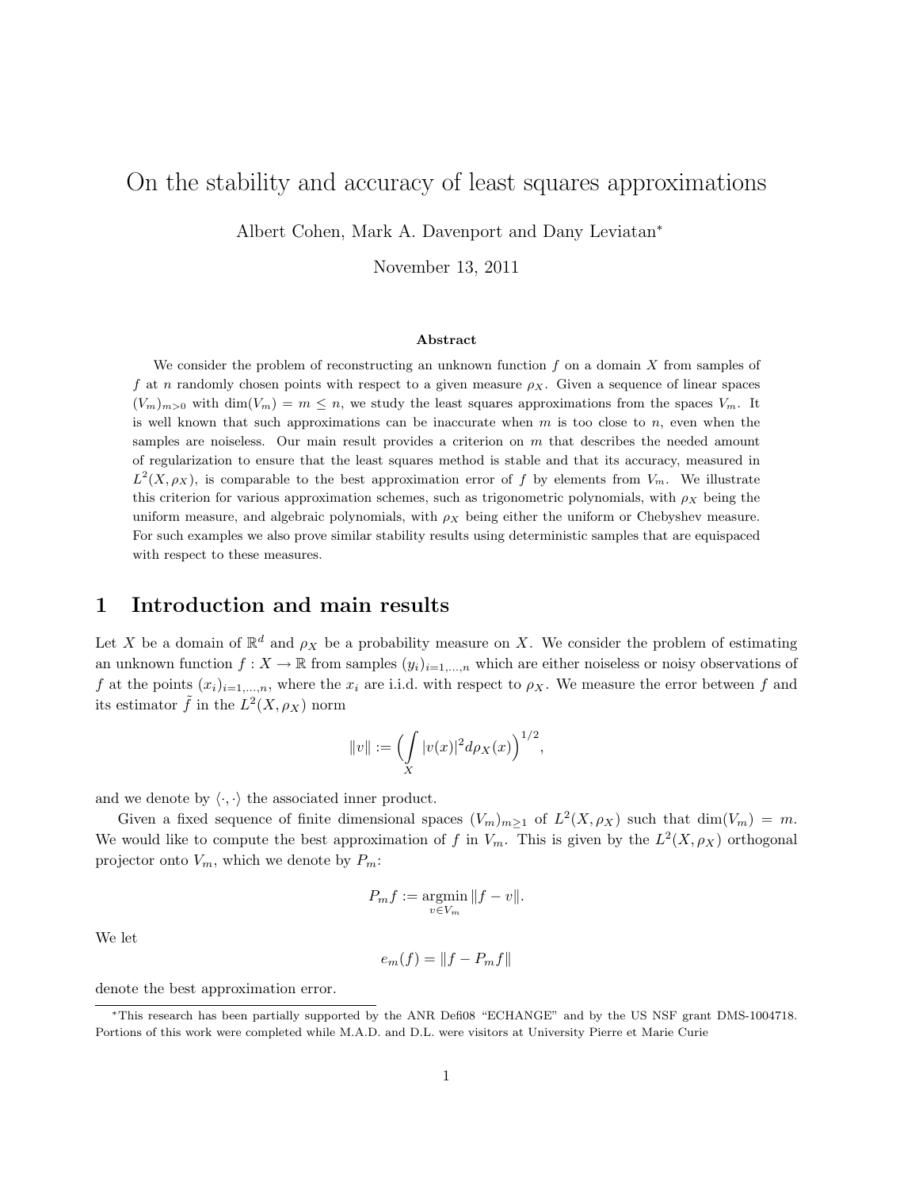# On the stability and accuracy of least squares approximations

Albert Cohen, Mark A. Davenport and Dany Leviatan*

November 13, 2011

### Abstract

We consider the problem of reconstructing an unknown function $f$ on a domain $X$ from samples of $f$ at $n$ randomly chosen points with respect to a given measure $\rho_X$. Given a sequence of linear spaces $(V_m)_{m>0}$ with $\dim(V_m) = m \le n$, we study the least squares approximations from the spaces $V_m$. It is well known that such approximations can be inaccurate when $m$ is too close to $n$, even when the samples are noiseless. Our main result provides a criterion on $m$ that describes the needed amount of regularization to ensure that the least squares method is stable and that its accuracy, measured in $L^2(X, \rho_X)$, is comparable to the best approximation error of $f$ by elements from $V_m$. We illustrate this criterion for various approximation schemes, such as trigonometric polynomials, with $\rho_X$ being the uniform measure, and algebraic polynomials, with $\rho_X$ being either the uniform or Chebyshev measure. For such examples we also prove similar stability results using deterministic samples that are equispaced with respect to these measures.

## 1 Introduction and main results

Let $X$ be a domain of $\mathbb{R}^d$ and $\rho_X$ be a probability measure on $X$. We consider the problem of estimating an unknown function $f : X \to \mathbb{R}$ from samples $(y_i)_{i=1,\dots,n}$ which are either noiseless or noisy observations of $f$ at the points $(x_i)_{i=1,\dots,n}$, where the $x_i$ are i.i.d. with respect to $\rho_X$. We measure the error between $f$ and its estimator $\tilde{f}$ in the $L^2(X, \rho_X)$ norm

$$\|v\| := \Big(\int_X |v(x)|^2 d\rho_X(x)\Big)^{1/2},$$

and we denote by $\langle \cdot, \cdot \rangle$ the associated inner product.

Given a fixed sequence of finite dimensional spaces $(V_m)_{m\ge1}$ of $L^2(X, \rho_X)$ such that $\dim(V_m) = m$. We would like to compute the best approximation of $f$ in $V_m$. This is given by the $L^2(X, \rho_X)$ orthogonal projector onto $V_m$, which we denote by $P_m$:

$$P_m f := \underset{v \in V_m}{\operatorname{argmin}} \|f - v\|.$$

We let

$$e_m(f) = \|f - P_m f\|$$

denote the best approximation error.

---

*This research has been partially supported by the ANR Defi08 "ECHANGE" and by the US NSF grant DMS-1004718. Portions of this work were completed while M.A.D. and D.L. were visitors at University Pierre et Marie Curie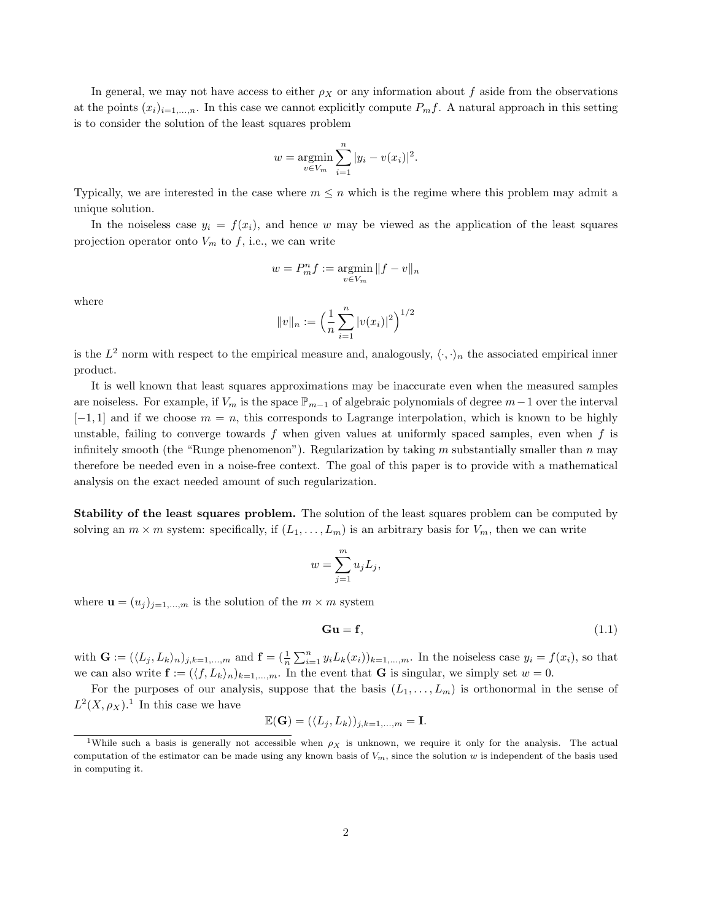In general, we may not have access to either $\rho_X$ or any information about $f$ aside from the observations at the points $(x_i)_{i=1,\dots,n}$. In this case we cannot explicitly compute $P_m f$. A natural approach in this setting is to consider the solution of the least squares problem

$$w = \underset{v \in V_m}{\operatorname{argmin}} \sum_{i=1}^{n} |y_i - v(x_i)|^2.$$

Typically, we are interested in the case where $m \le n$ which is the regime where this problem may admit a unique solution.

In the noiseless case $y_i = f(x_i)$, and hence $w$ may be viewed as the application of the least squares projection operator onto $V_m$ to $f$, i.e., we can write

$$w = P_m^n f := \underset{v \in V_m}{\operatorname{argmin}} \|f - v\|_n$$

where

$$\|v\|_n := \Big( \frac{1}{n} \sum_{i=1}^{n} |v(x_i)|^2 \Big)^{1/2}$$

is the $L^2$ norm with respect to the empirical measure and, analogously, $\langle \cdot, \cdot \rangle_n$ the associated empirical inner product.

It is well known that least squares approximations may be inaccurate even when the measured samples are noiseless. For example, if $V_m$ is the space $\mathbb{P}_{m-1}$ of algebraic polynomials of degree $m-1$ over the interval $[-1,1]$ and if we choose $m = n$, this corresponds to Lagrange interpolation, which is known to be highly unstable, failing to converge towards $f$ when given values at uniformly spaced samples, even when $f$ is infinitely smooth (the "Runge phenomenon"). Regularization by taking $m$ substantially smaller than $n$ may therefore be needed even in a noise-free context. The goal of this paper is to provide with a mathematical analysis on the exact needed amount of such regularization.

**Stability of the least squares problem.** The solution of the least squares problem can be computed by solving an $m \times m$ system: specifically, if $(L_1, \dots, L_m)$ is an arbitrary basis for $V_m$, then we can write

$$w = \sum_{j=1}^{m} u_j L_j,$$

where $\mathbf{u} = (u_j)_{j=1,\dots,m}$ is the solution of the $m \times m$ system

$$\mathbf{G}\mathbf{u} = \mathbf{f}, \tag{1.1}$$

with $\mathbf{G} := (\langle L_j, L_k \rangle_n)_{j,k=1,\dots,m}$ and $\mathbf{f} = (\frac{1}{n}\sum_{i=1}^{n} y_i L_k(x_i))_{k=1,\dots,m}$. In the noiseless case $y_i = f(x_i)$, so that we can also write $\mathbf{f} := (\langle f, L_k \rangle_n)_{k=1,\dots,m}$. In the event that $\mathbf{G}$ is singular, we simply set $w = 0$.

For the purposes of our analysis, suppose that the basis $(L_1, \dots, L_m)$ is orthonormal in the sense of $L^2(X, \rho_X)$.[1] In this case we have

$$\mathbb{E}(\mathbf{G}) = (\langle L_j, L_k \rangle)_{j,k=1,\dots,m} = \mathbf{I}.$$

[1] While such a basis is generally not accessible when $\rho_X$ is unknown, we require it only for the analysis. The actual computation of the estimator can be made using any known basis of $V_m$, since the solution $w$ is independent of the basis used in computing it.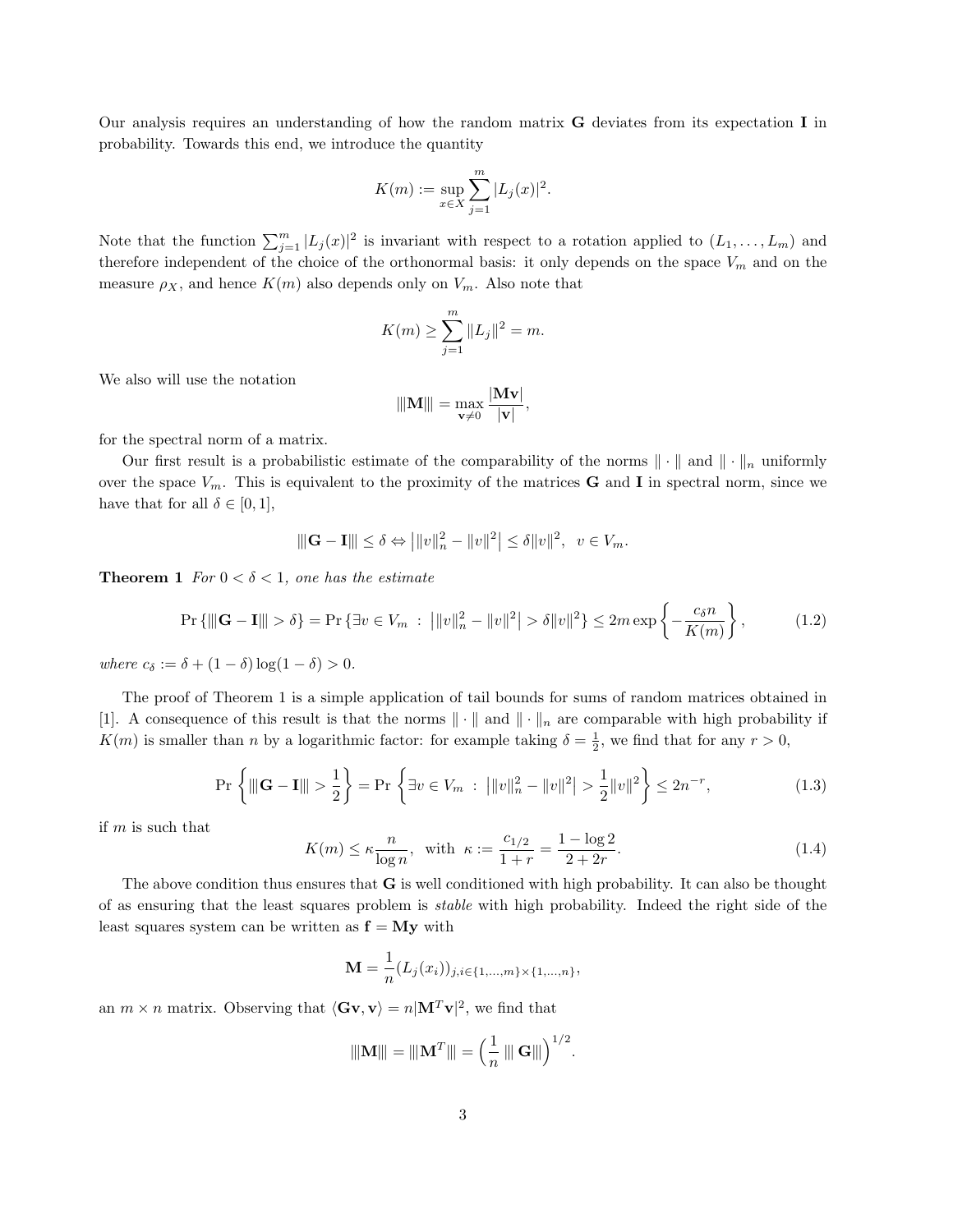Our analysis requires an understanding of how the random matrix $\mathbf{G}$ deviates from its expectation $\mathbf{I}$ in probability. Towards this end, we introduce the quantity

$$K(m) := \sup_{x \in X} \sum_{j=1}^{m} |L_j(x)|^2.$$

Note that the function $\sum_{j=1}^m |L_j(x)|^2$ is invariant with respect to a rotation applied to $(L_1, \ldots, L_m)$ and therefore independent of the choice of the orthonormal basis: it only depends on the space $V_m$ and on the measure $\rho_X$, and hence $K(m)$ also depends only on $V_m$. Also note that

$$K(m) \geq \sum_{j=1}^{m} \|L_j\|^2 = m.$$

We also will use the notation

$$|||\mathbf{M}||| = \max_{\mathbf{v} \neq 0} \frac{|\mathbf{M}\mathbf{v}|}{|\mathbf{v}|},$$

for the spectral norm of a matrix.

Our first result is a probabilistic estimate of the comparability of the norms $\|\cdot\|$ and $\|\cdot\|_n$ uniformly over the space $V_m$. This is equivalent to the proximity of the matrices $\mathbf{G}$ and $\mathbf{I}$ in spectral norm, since we have that for all $\delta \in [0,1]$,

$$|||\mathbf{G} - \mathbf{I}||| \leq \delta \Leftrightarrow \left| \|v\|_n^2 - \|v\|^2 \right| \leq \delta \|v\|^2, \;\; v \in V_m.$$

**Theorem 1** *For $0 < \delta < 1$, one has the estimate*

$$\Pr\{|||\mathbf{G} - \mathbf{I}||| > \delta\} = \Pr\left\{\exists v \in V_m \;:\; \left| \|v\|_n^2 - \|v\|^2 \right| > \delta \|v\|^2 \right\} \leq 2m \exp\left\{ -\frac{c_\delta n}{K(m)} \right\}, \tag{1.2}$$

*where $c_\delta := \delta + (1-\delta)\log(1-\delta) > 0$.*

The proof of Theorem 1 is a simple application of tail bounds for sums of random matrices obtained in [1]. A consequence of this result is that the norms $\|\cdot\|$ and $\|\cdot\|_n$ are comparable with high probability if $K(m)$ is smaller than $n$ by a logarithmic factor: for example taking $\delta = \frac{1}{2}$, we find that for any $r > 0$,

$$\Pr\left\{|||\mathbf{G} - \mathbf{I}||| > \frac{1}{2}\right\} = \Pr\left\{\exists v \in V_m \;:\; \left| \|v\|_n^2 - \|v\|^2 \right| > \frac{1}{2}\|v\|^2 \right\} \leq 2n^{-r}, \tag{1.3}$$

if $m$ is such that

$$K(m) \leq \kappa \frac{n}{\log n}, \;\; \text{with} \;\; \kappa := \frac{c_{1/2}}{1+r} = \frac{1 - \log 2}{2 + 2r}. \tag{1.4}$$

The above condition thus ensures that $\mathbf{G}$ is well conditioned with high probability. It can also be thought of as ensuring that the least squares problem is *stable* with high probability. Indeed the right side of the least squares system can be written as $\mathbf{f} = \mathbf{M}\mathbf{y}$ with

$$\mathbf{M} = \frac{1}{n}(L_j(x_i))_{j,i \in \{1,\ldots,m\} \times \{1,\ldots,n\}},$$

an $m \times n$ matrix. Observing that $\langle \mathbf{G}\mathbf{v}, \mathbf{v} \rangle = n|\mathbf{M}^T\mathbf{v}|^2$, we find that

$$|||\mathbf{M}||| = |||\mathbf{M}^T||| = \left(\frac{1}{n} \,|||\, \mathbf{G}|||\right)^{1/2}.$$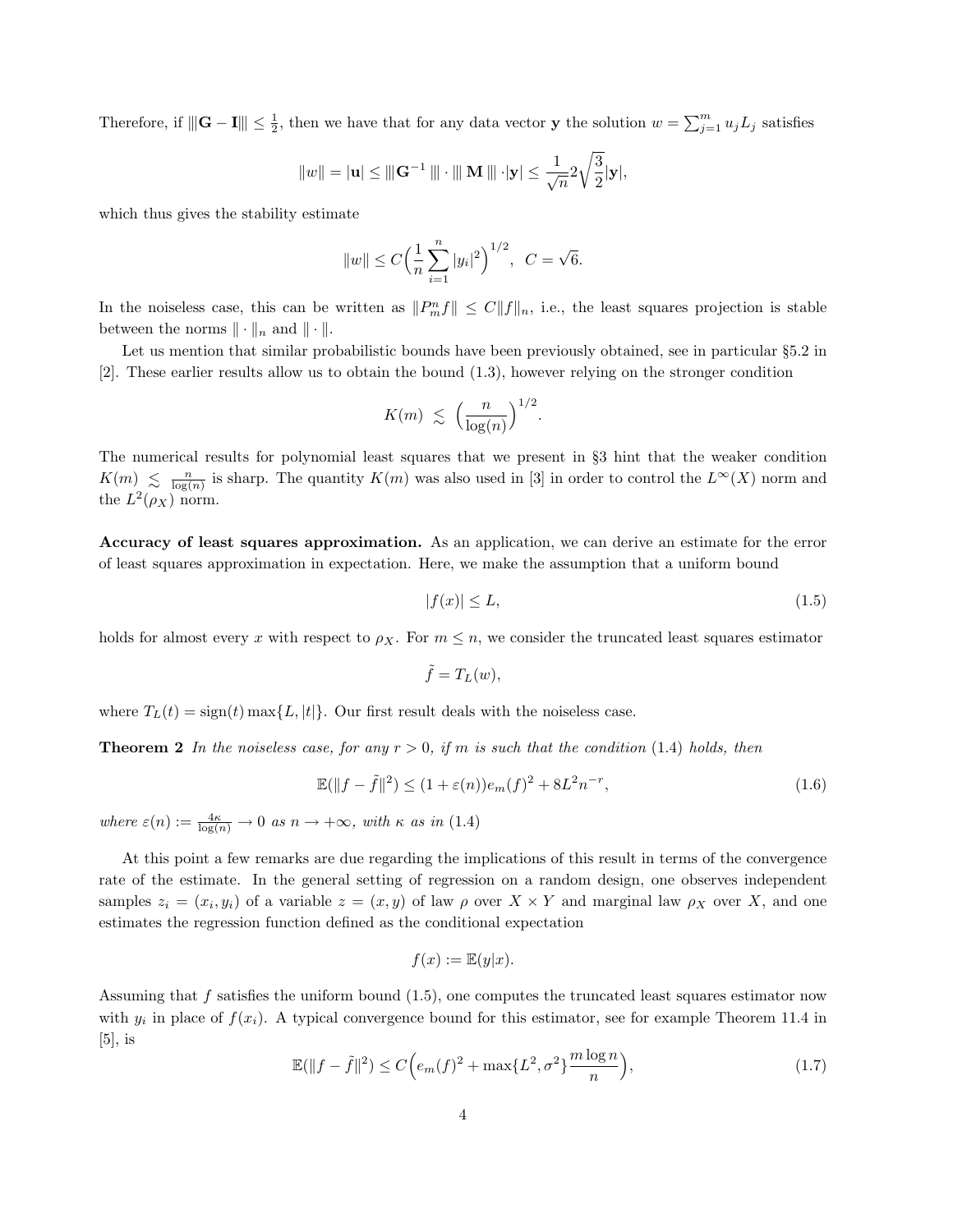Therefore, if $|||\mathbf{G} - \mathbf{I}||| \leq \frac{1}{2}$, then we have that for any data vector $\mathbf{y}$ the solution $w = \sum_{j=1}^{m} u_j L_j$ satisfies

$$\|w\| = |\mathbf{u}| \leq |||\mathbf{G}^{-1}||| \cdot |||\mathbf{M}||| \cdot |\mathbf{y}| \leq \frac{1}{\sqrt{n}} 2\sqrt{\frac{3}{2}}|\mathbf{y}|,$$

which thus gives the stability estimate

$$\|w\| \leq C\Big(\frac{1}{n}\sum_{i=1}^{n}|y_i|^2\Big)^{1/2}, \;\; C = \sqrt{6}.$$

In the noiseless case, this can be written as $\|P_m^n f\| \leq C\|f\|_n$, i.e., the least squares projection is stable between the norms $\|\cdot\|_n$ and $\|\cdot\|$.

Let us mention that similar probabilistic bounds have been previously obtained, see in particular §5.2 in [2]. These earlier results allow us to obtain the bound (1.3), however relying on the stronger condition

$$K(m) \;\lesssim\; \Big(\frac{n}{\log(n)}\Big)^{1/2}.$$

The numerical results for polynomial least squares that we present in §3 hint that the weaker condition $K(m) \lesssim \frac{n}{\log(n)}$ is sharp. The quantity $K(m)$ was also used in [3] in order to control the $L^\infty(X)$ norm and the $L^2(\rho_X)$ norm.

**Accuracy of least squares approximation.** As an application, we can derive an estimate for the error of least squares approximation in expectation. Here, we make the assumption that a uniform bound

$$|f(x)| \leq L, \tag{1.5}$$

holds for almost every $x$ with respect to $\rho_X$. For $m \leq n$, we consider the truncated least squares estimator

$$\tilde{f} = T_L(w),$$

where $T_L(t) = \text{sign}(t)\max\{L, |t|\}$. Our first result deals with the noiseless case.

**Theorem 2** *In the noiseless case, for any $r > 0$, if $m$ is such that the condition (1.4) holds, then*

$$\mathbb{E}(\|f - \tilde{f}\|^2) \leq (1 + \varepsilon(n))e_m(f)^2 + 8L^2 n^{-r}, \tag{1.6}$$

*where $\varepsilon(n) := \frac{4\kappa}{\log(n)} \to 0$ as $n \to +\infty$, with $\kappa$ as in (1.4)*

At this point a few remarks are due regarding the implications of this result in terms of the convergence rate of the estimate. In the general setting of regression on a random design, one observes independent samples $z_i = (x_i, y_i)$ of a variable $z = (x, y)$ of law $\rho$ over $X \times Y$ and marginal law $\rho_X$ over $X$, and one estimates the regression function defined as the conditional expectation

$$f(x) := \mathbb{E}(y|x).$$

Assuming that $f$ satisfies the uniform bound (1.5), one computes the truncated least squares estimator now with $y_i$ in place of $f(x_i)$. A typical convergence bound for this estimator, see for example Theorem 11.4 in [5], is

$$\mathbb{E}(\|f - \tilde{f}\|^2) \leq C\Big(e_m(f)^2 + \max\{L^2, \sigma^2\}\frac{m\log n}{n}\Big), \tag{1.7}$$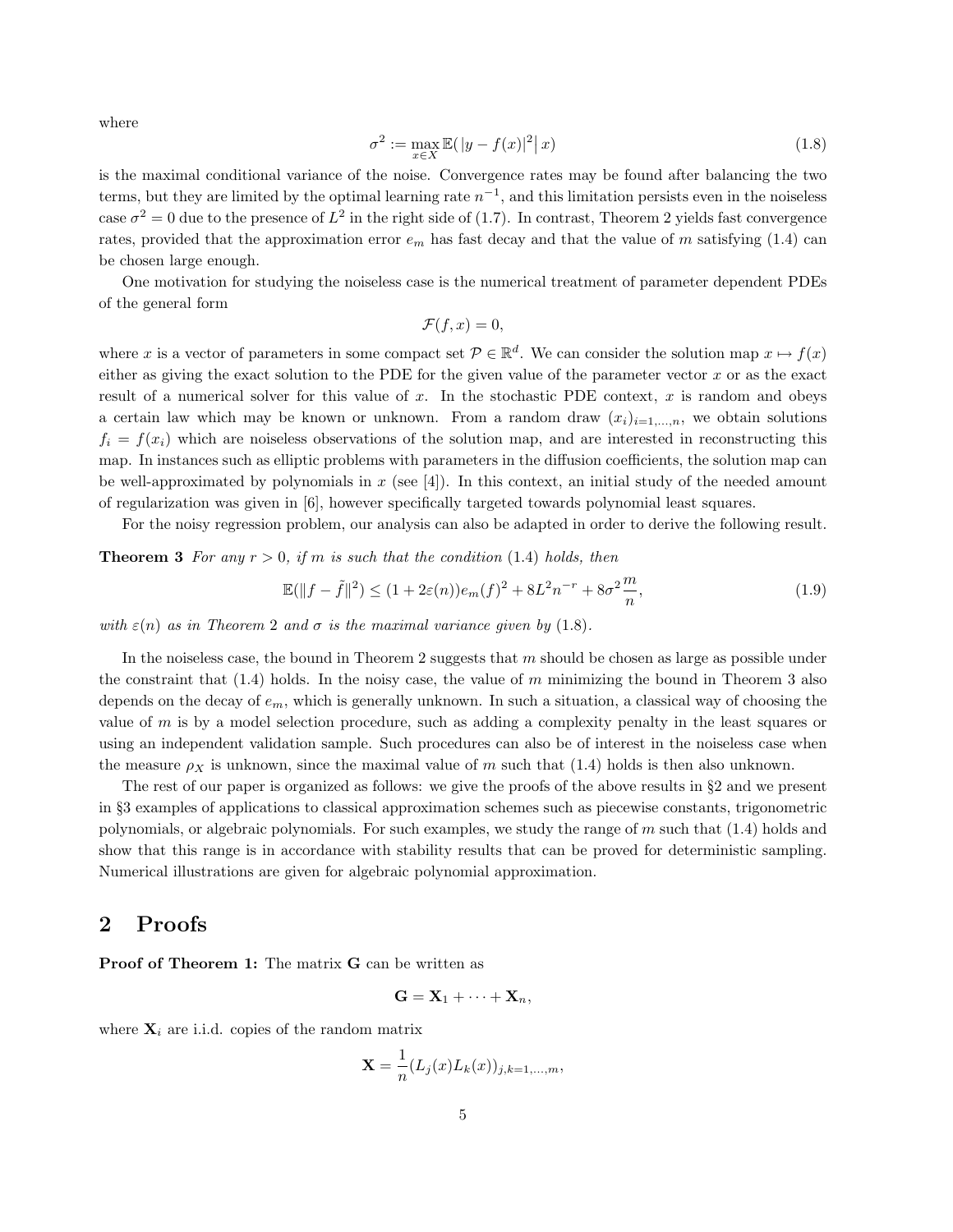where

$$
\sigma^2 := \max_{x \in X} \mathbb{E}(|y - f(x)|^2 | \, x) \tag{1.8}
$$

is the maximal conditional variance of the noise. Convergence rates may be found after balancing the two terms, but they are limited by the optimal learning rate $n^{-1}$, and this limitation persists even in the noiseless case $\sigma^2 = 0$ due to the presence of $L^2$ in the right side of (1.7). In contrast, Theorem 2 yields fast convergence rates, provided that the approximation error $e_m$ has fast decay and that the value of $m$ satisfying (1.4) can be chosen large enough.

One motivation for studying the noiseless case is the numerical treatment of parameter dependent PDEs of the general form

$$
\mathcal{F}(f, x) = 0,
$$

where $x$ is a vector of parameters in some compact set $\mathcal{P} \in \mathbb{R}^d$. We can consider the solution map $x \mapsto f(x)$ either as giving the exact solution to the PDE for the given value of the parameter vector $x$ or as the exact result of a numerical solver for this value of $x$. In the stochastic PDE context, $x$ is random and obeys a certain law which may be known or unknown. From a random draw $(x_i)_{i=1,\dots,n}$, we obtain solutions $f_i = f(x_i)$ which are noiseless observations of the solution map, and are interested in reconstructing this map. In instances such as elliptic problems with parameters in the diffusion coefficients, the solution map can be well-approximated by polynomials in $x$ (see [4]). In this context, an initial study of the needed amount of regularization was given in [6], however specifically targeted towards polynomial least squares.

For the noisy regression problem, our analysis can also be adapted in order to derive the following result.

**Theorem 3** *For any $r > 0$, if $m$ is such that the condition* (1.4) *holds, then*

$$
\mathbb{E}(\|f - \tilde{f}\|^2) \le (1 + 2\varepsilon(n)) e_m(f)^2 + 8L^2 n^{-r} + 8\sigma^2 \frac{m}{n}, \tag{1.9}
$$

*with $\varepsilon(n)$ as in Theorem* 2 *and $\sigma$ is the maximal variance given by* (1.8).

In the noiseless case, the bound in Theorem 2 suggests that $m$ should be chosen as large as possible under the constraint that (1.4) holds. In the noisy case, the value of $m$ minimizing the bound in Theorem 3 also depends on the decay of $e_m$, which is generally unknown. In such a situation, a classical way of choosing the value of $m$ is by a model selection procedure, such as adding a complexity penalty in the least squares or using an independent validation sample. Such procedures can also be of interest in the noiseless case when the measure $\rho_X$ is unknown, since the maximal value of $m$ such that (1.4) holds is then also unknown.

The rest of our paper is organized as follows: we give the proofs of the above results in §2 and we present in §3 examples of applications to classical approximation schemes such as piecewise constants, trigonometric polynomials, or algebraic polynomials. For such examples, we study the range of $m$ such that (1.4) holds and show that this range is in accordance with stability results that can be proved for deterministic sampling. Numerical illustrations are given for algebraic polynomial approximation.

## 2 Proofs

**Proof of Theorem 1:** The matrix $\mathbf{G}$ can be written as

$$
\mathbf{G} = \mathbf{X}_1 + \cdots + \mathbf{X}_n,
$$

where $\mathbf{X}_i$ are i.i.d. copies of the random matrix

$$
\mathbf{X} = \frac{1}{n}(L_j(x) L_k(x))_{j,k=1,\dots,m},
$$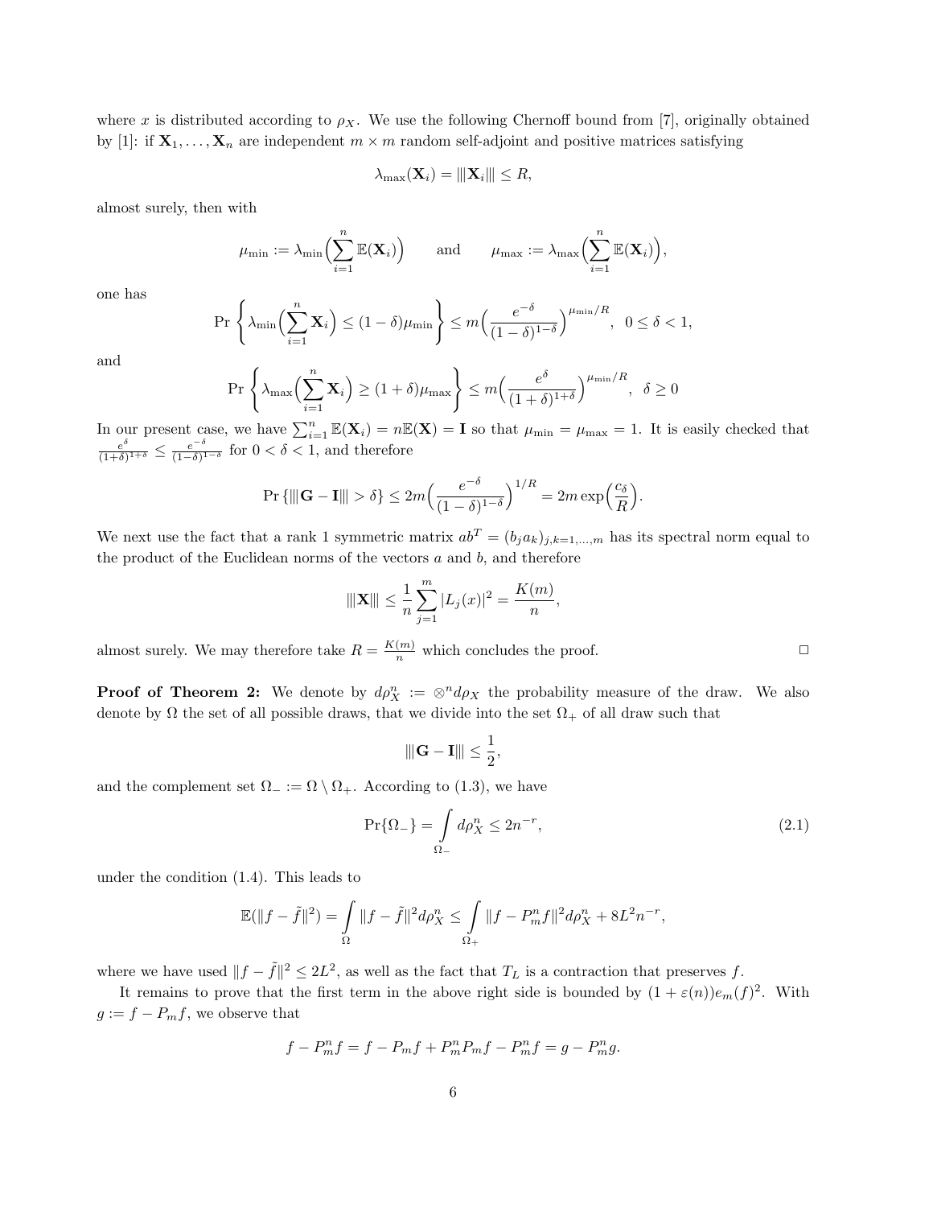where $x$ is distributed according to $\rho_X$. We use the following Chernoff bound from [7], originally obtained by [1]: if $\mathbf{X}_1, \dots, \mathbf{X}_n$ are independent $m \times m$ random self-adjoint and positive matrices satisfying

$$\lambda_{\max}(\mathbf{X}_i) = |||\mathbf{X}_i||| \le R,$$

almost surely, then with

$$\mu_{\min} := \lambda_{\min}\Big(\sum_{i=1}^n \mathbb{E}(\mathbf{X}_i)\Big) \qquad \text{and} \qquad \mu_{\max} := \lambda_{\max}\Big(\sum_{i=1}^n \mathbb{E}(\mathbf{X}_i)\Big),$$

one has

$$\Pr\left\{\lambda_{\min}\Big(\sum_{i=1}^n \mathbf{X}_i\Big) \le (1-\delta)\mu_{\min}\right\} \le m\Big(\frac{e^{-\delta}}{(1-\delta)^{1-\delta}}\Big)^{\mu_{\min}/R}, \quad 0 \le \delta < 1,$$

and

$$\Pr\left\{\lambda_{\max}\Big(\sum_{i=1}^n \mathbf{X}_i\Big) \ge (1+\delta)\mu_{\max}\right\} \le m\Big(\frac{e^{\delta}}{(1+\delta)^{1+\delta}}\Big)^{\mu_{\min}/R}, \quad \delta \ge 0$$

In our present case, we have $\sum_{i=1}^n \mathbb{E}(\mathbf{X}_i) = n\mathbb{E}(\mathbf{X}) = \mathbf{I}$ so that $\mu_{\min} = \mu_{\max} = 1$. It is easily checked that $\frac{e^{\delta}}{(1+\delta)^{1+\delta}} \le \frac{e^{-\delta}}{(1-\delta)^{1-\delta}}$ for $0 < \delta < 1$, and therefore

$$\Pr\{|||\mathbf{G} - \mathbf{I}||| > \delta\} \le 2m\Big(\frac{e^{-\delta}}{(1-\delta)^{1-\delta}}\Big)^{1/R} = 2m\exp\Big(\frac{c_\delta}{R}\Big).$$

We next use the fact that a rank 1 symmetric matrix $ab^T = (b_j a_k)_{j,k=1,\dots,m}$ has its spectral norm equal to the product of the Euclidean norms of the vectors $a$ and $b$, and therefore

$$|||\mathbf{X}||| \le \frac{1}{n}\sum_{j=1}^m |L_j(x)|^2 = \frac{K(m)}{n},$$

almost surely. We may therefore take $R = \frac{K(m)}{n}$ which concludes the proof. $\square$

**Proof of Theorem 2:** We denote by $d\rho_X^n := \otimes^n d\rho_X$ the probability measure of the draw. We also denote by $\Omega$ the set of all possible draws, that we divide into the set $\Omega_+$ of all draw such that

$$|||\mathbf{G} - \mathbf{I}||| \le \frac{1}{2},$$

and the complement set $\Omega_- := \Omega \setminus \Omega_+$. According to (1.3), we have

$$\Pr\{\Omega_-\} = \int_{\Omega_-} d\rho_X^n \le 2n^{-r}, \tag{2.1}$$

under the condition (1.4). This leads to

$$\mathbb{E}(\|f - \tilde{f}\|^2) = \int_{\Omega} \|f - \tilde{f}\|^2 d\rho_X^n \le \int_{\Omega_+} \|f - P_m^n f\|^2 d\rho_X^n + 8L^2 n^{-r},$$

where we have used $\|f - \tilde{f}\|^2 \le 2L^2$, as well as the fact that $T_L$ is a contraction that preserves $f$.

It remains to prove that the first term in the above right side is bounded by $(1 + \varepsilon(n))e_m(f)^2$. With $g := f - P_m f$, we observe that

$$f - P_m^n f = f - P_m f + P_m^n P_m f - P_m^n f = g - P_m^n g.$$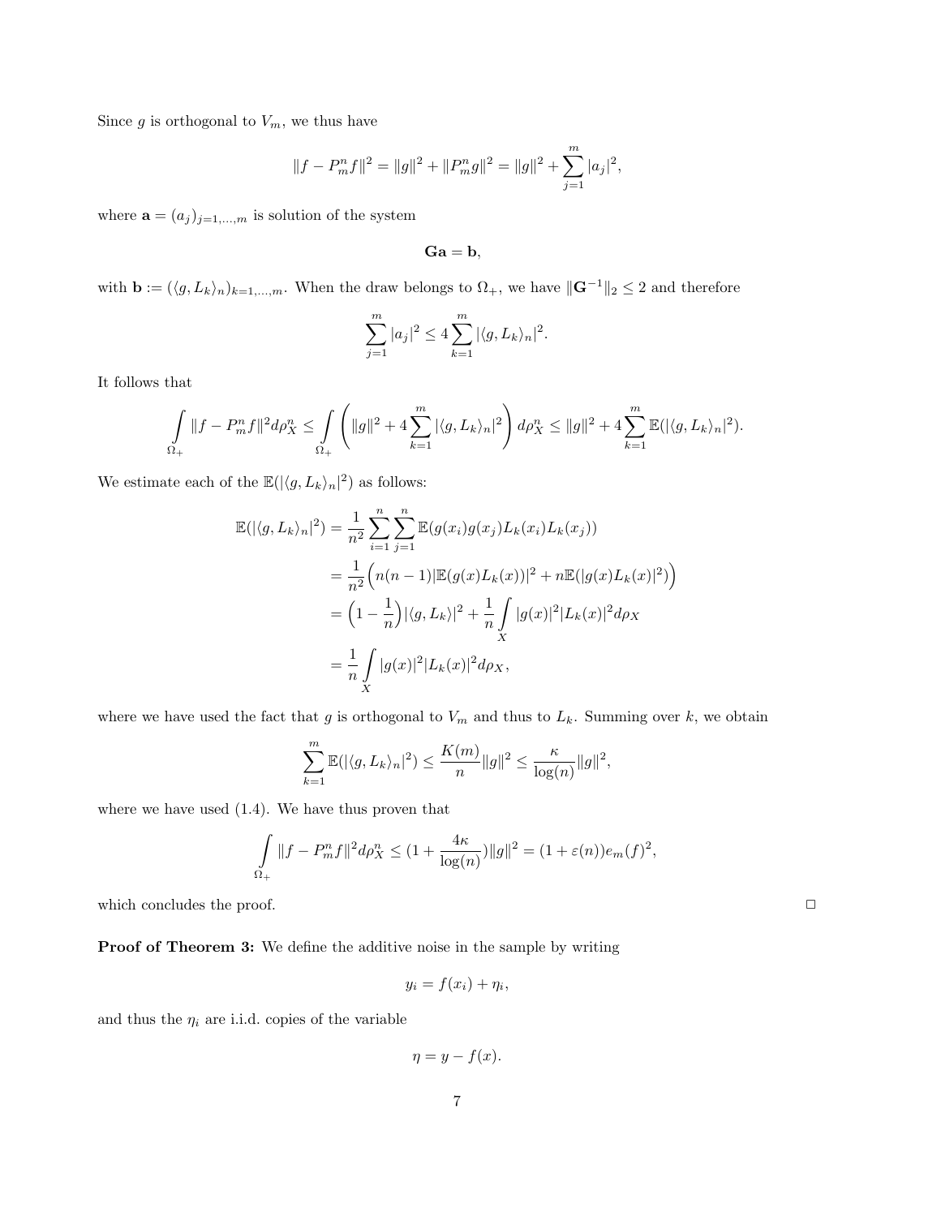Since $g$ is orthogonal to $V_m$, we thus have

$$\|f - P_m^n f\|^2 = \|g\|^2 + \|P_m^n g\|^2 = \|g\|^2 + \sum_{j=1}^{m} |a_j|^2,$$

where $\mathbf{a} = (a_j)_{j=1,\dots,m}$ is solution of the system

$$\mathbf{G}\mathbf{a} = \mathbf{b},$$

with $\mathbf{b} := (\langle g, L_k\rangle_n)_{k=1,\dots,m}$. When the draw belongs to $\Omega_+$, we have $\|\mathbf{G}^{-1}\|_2 \leq 2$ and therefore

$$\sum_{j=1}^{m} |a_j|^2 \leq 4 \sum_{k=1}^{m} |\langle g, L_k\rangle_n|^2.$$

It follows that

$$\int_{\Omega_+} \|f - P_m^n f\|^2 d\rho_X^n \leq \int_{\Omega_+} \left( \|g\|^2 + 4 \sum_{k=1}^{m} |\langle g, L_k\rangle_n|^2 \right) d\rho_X^n \leq \|g\|^2 + 4 \sum_{k=1}^{m} \mathbb{E}(|\langle g, L_k\rangle_n|^2).$$

We estimate each of the $\mathbb{E}(|\langle g, L_k\rangle_n|^2)$ as follows:

$$\begin{aligned}
\mathbb{E}(|\langle g, L_k\rangle_n|^2) &= \frac{1}{n^2} \sum_{i=1}^{n} \sum_{j=1}^{n} \mathbb{E}(g(x_i)g(x_j)L_k(x_i)L_k(x_j)) \\
&= \frac{1}{n^2}\Big( n(n-1)|\mathbb{E}(g(x)L_k(x))|^2 + n\mathbb{E}(|g(x)L_k(x)|^2) \Big) \\
&= \Big(1 - \frac{1}{n}\Big)|\langle g, L_k\rangle|^2 + \frac{1}{n} \int_X |g(x)|^2 |L_k(x)|^2 d\rho_X \\
&= \frac{1}{n} \int_X |g(x)|^2 |L_k(x)|^2 d\rho_X,
\end{aligned}$$

where we have used the fact that $g$ is orthogonal to $V_m$ and thus to $L_k$. Summing over $k$, we obtain

$$\sum_{k=1}^{m} \mathbb{E}(|\langle g, L_k\rangle_n|^2) \leq \frac{K(m)}{n} \|g\|^2 \leq \frac{\kappa}{\log(n)} \|g\|^2,$$

where we have used (1.4). We have thus proven that

$$\int_{\Omega_+} \|f - P_m^n f\|^2 d\rho_X^n \leq \Big(1 + \frac{4\kappa}{\log(n)}\Big)\|g\|^2 = (1 + \varepsilon(n)) e_m(f)^2,$$

which concludes the proof. $\square$

**Proof of Theorem 3:** We define the additive noise in the sample by writing

$$y_i = f(x_i) + \eta_i,$$

and thus the $\eta_i$ are i.i.d. copies of the variable

$$\eta = y - f(x).$$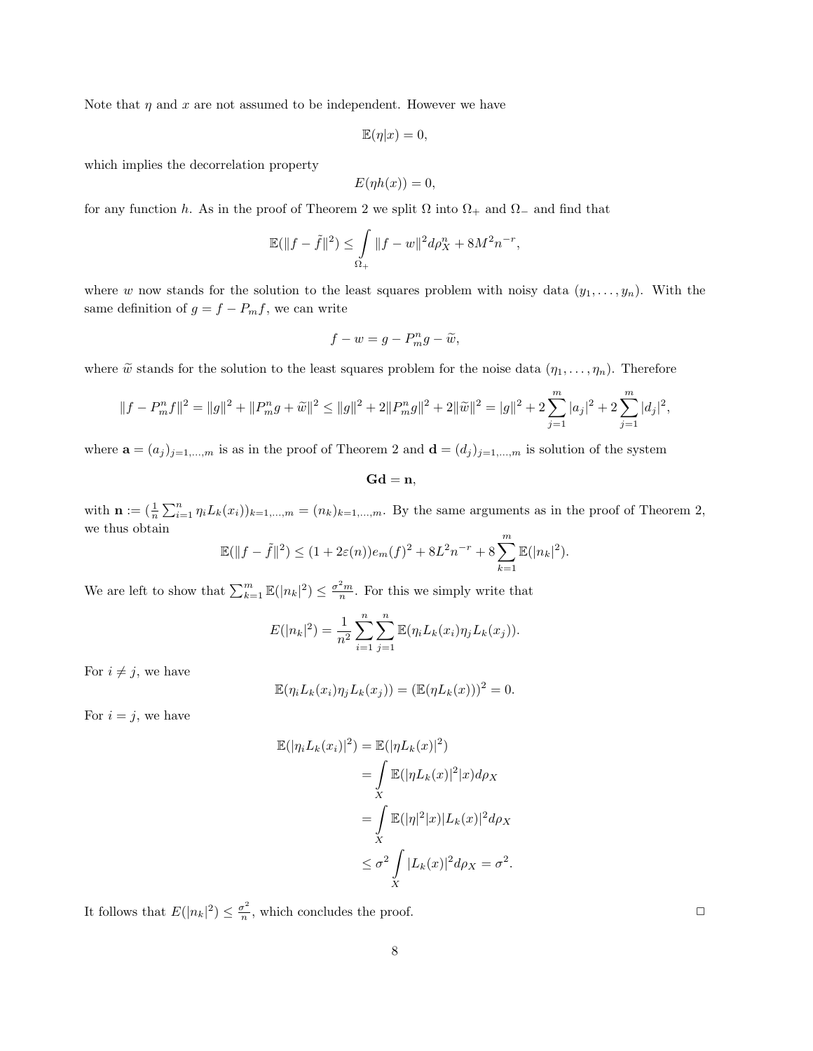Note that $\eta$ and $x$ are not assumed to be independent. However we have

$$\mathbb{E}(\eta|x) = 0,$$

which implies the decorrelation property

$$E(\eta h(x)) = 0,$$

for any function $h$. As in the proof of Theorem 2 we split $\Omega$ into $\Omega_+$ and $\Omega_-$ and find that

$$\mathbb{E}(\|f - \tilde{f}\|^2) \leq \int_{\Omega_+} \|f - w\|^2 d\rho_X^n + 8M^2 n^{-r},$$

where $w$ now stands for the solution to the least squares problem with noisy data $(y_1, \dots, y_n)$. With the same definition of $g = f - P_m f$, we can write

$$f - w = g - P_m^n g - \widetilde{w},$$

where $\widetilde{w}$ stands for the solution to the least squares problem for the noise data $(\eta_1, \dots, \eta_n)$. Therefore

$$\|f - P_m^n f\|^2 = \|g\|^2 + \|P_m^n g + \widetilde{w}\|^2 \leq \|g\|^2 + 2\|P_m^n g\|^2 + 2\|\widetilde{w}\|^2 = |g\|^2 + 2\sum_{j=1}^m |a_j|^2 + 2\sum_{j=1}^m |d_j|^2,$$

where $\mathbf{a} = (a_j)_{j=1,\dots,m}$ is as in the proof of Theorem 2 and $\mathbf{d} = (d_j)_{j=1,\dots,m}$ is solution of the system

$$\mathbf{G}\mathbf{d} = \mathbf{n},$$

with $\mathbf{n} := (\frac{1}{n}\sum_{i=1}^n \eta_i L_k(x_i))_{k=1,\dots,m} = (n_k)_{k=1,\dots,m}$. By the same arguments as in the proof of Theorem 2, we thus obtain

$$\mathbb{E}(\|f - \tilde{f}\|^2) \leq (1 + 2\varepsilon(n)) e_m(f)^2 + 8L^2 n^{-r} + 8\sum_{k=1}^m \mathbb{E}(|n_k|^2).$$

We are left to show that $\sum_{k=1}^m \mathbb{E}(|n_k|^2) \leq \frac{\sigma^2 m}{n}$. For this we simply write that

$$E(|n_k|^2) = \frac{1}{n^2}\sum_{i=1}^n \sum_{j=1}^n \mathbb{E}(\eta_i L_k(x_i)\eta_j L_k(x_j)).$$

For $i \neq j$, we have

$$\mathbb{E}(\eta_i L_k(x_i)\eta_j L_k(x_j)) = (\mathbb{E}(\eta L_k(x)))^2 = 0.$$

For $i = j$, we have

$$\begin{aligned}
\mathbb{E}(|\eta_i L_k(x_i)|^2) &= \mathbb{E}(|\eta L_k(x)|^2) \\
&= \int_X \mathbb{E}(|\eta L_k(x)|^2|x) d\rho_X \\
&= \int_X \mathbb{E}(|\eta|^2|x)|L_k(x)|^2 d\rho_X \\
&\leq \sigma^2 \int_X |L_k(x)|^2 d\rho_X = \sigma^2.
\end{aligned}$$

It follows that $E(|n_k|^2) \leq \frac{\sigma^2}{n}$, which concludes the proof. $\square$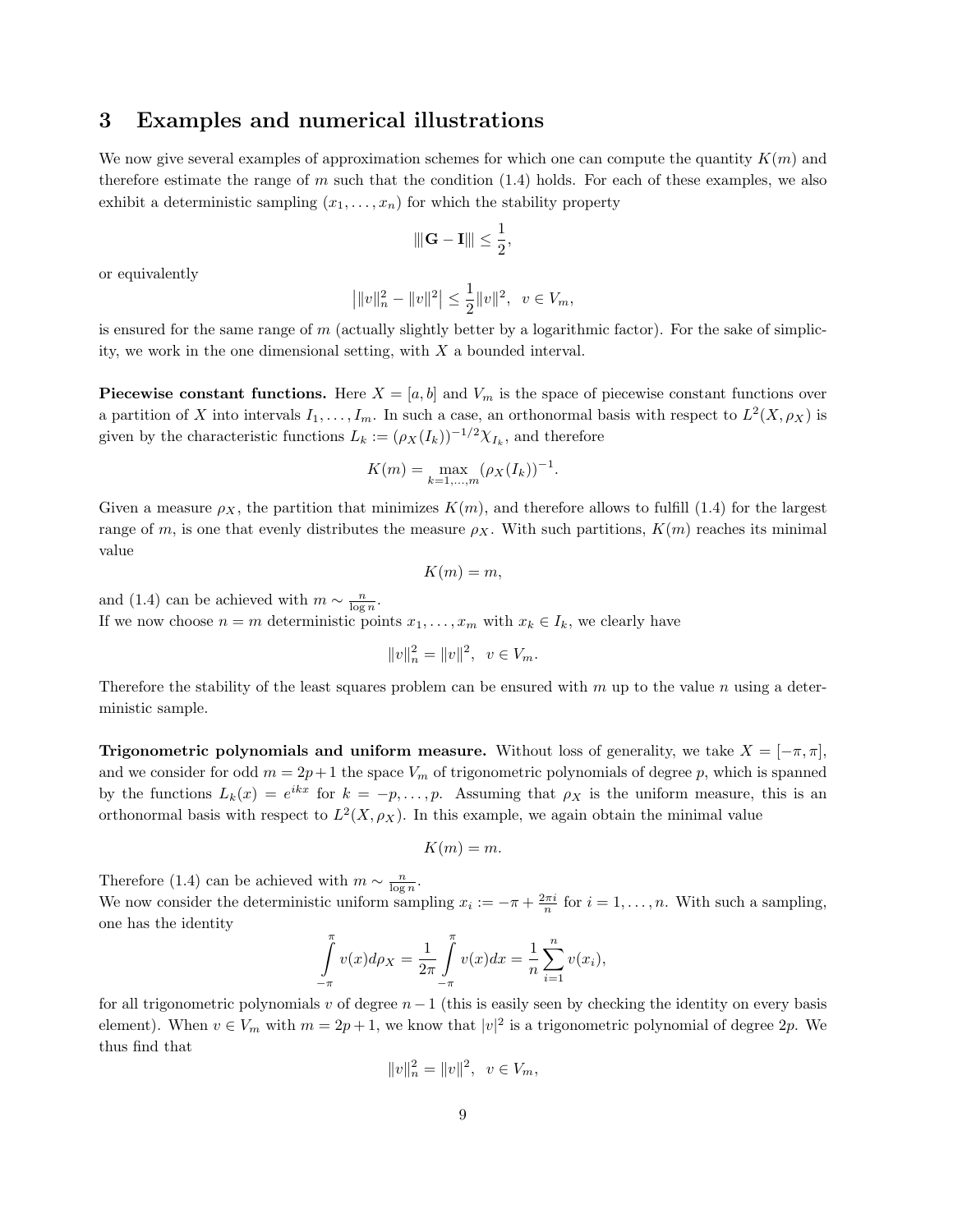## 3 Examples and numerical illustrations

We now give several examples of approximation schemes for which one can compute the quantity $K(m)$ and therefore estimate the range of $m$ such that the condition (1.4) holds. For each of these examples, we also exhibit a deterministic sampling $(x_1, \dots, x_n)$ for which the stability property

$$|||\mathbf{G} - \mathbf{I}||| \leq \frac{1}{2},$$

or equivalently

$$\left| \|v\|_n^2 - \|v\|^2 \right| \leq \frac{1}{2} \|v\|^2, \quad v \in V_m,$$

is ensured for the same range of $m$ (actually slightly better by a logarithmic factor). For the sake of simplicity, we work in the one dimensional setting, with $X$ a bounded interval.

**Piecewise constant functions.** Here $X = [a, b]$ and $V_m$ is the space of piecewise constant functions over a partition of $X$ into intervals $I_1, \dots, I_m$. In such a case, an orthonormal basis with respect to $L^2(X, \rho_X)$ is given by the characteristic functions $L_k := (\rho_X(I_k))^{-1/2} \chi_{I_k}$, and therefore

$$K(m) = \max_{k=1,\dots,m} (\rho_X(I_k))^{-1}.$$

Given a measure $\rho_X$, the partition that minimizes $K(m)$, and therefore allows to fulfill (1.4) for the largest range of $m$, is one that evenly distributes the measure $\rho_X$. With such partitions, $K(m)$ reaches its minimal value

$$K(m) = m,$$

and (1.4) can be achieved with $m \sim \frac{n}{\log n}$.

If we now choose $n = m$ deterministic points $x_1, \dots, x_m$ with $x_k \in I_k$, we clearly have

$$\|v\|_n^2 = \|v\|^2, \quad v \in V_m.$$

Therefore the stability of the least squares problem can be ensured with $m$ up to the value $n$ using a deterministic sample.

**Trigonometric polynomials and uniform measure.** Without loss of generality, we take $X = [-\pi, \pi]$, and we consider for odd $m = 2p+1$ the space $V_m$ of trigonometric polynomials of degree $p$, which is spanned by the functions $L_k(x) = e^{ikx}$ for $k = -p, \dots, p$. Assuming that $\rho_X$ is the uniform measure, this is an orthonormal basis with respect to $L^2(X, \rho_X)$. In this example, we again obtain the minimal value

$$K(m) = m.$$

Therefore (1.4) can be achieved with $m \sim \frac{n}{\log n}$.

We now consider the deterministic uniform sampling $x_i := -\pi + \frac{2\pi i}{n}$ for $i = 1, \dots, n$. With such a sampling, one has the identity

$$\int_{-\pi}^{\pi} v(x) d\rho_X = \frac{1}{2\pi} \int_{-\pi}^{\pi} v(x) dx = \frac{1}{n} \sum_{i=1}^{n} v(x_i),$$

for all trigonometric polynomials $v$ of degree $n-1$ (this is easily seen by checking the identity on every basis element). When $v \in V_m$ with $m = 2p+1$, we know that $|v|^2$ is a trigonometric polynomial of degree $2p$. We thus find that

$$\|v\|_n^2 = \|v\|^2, \quad v \in V_m,$$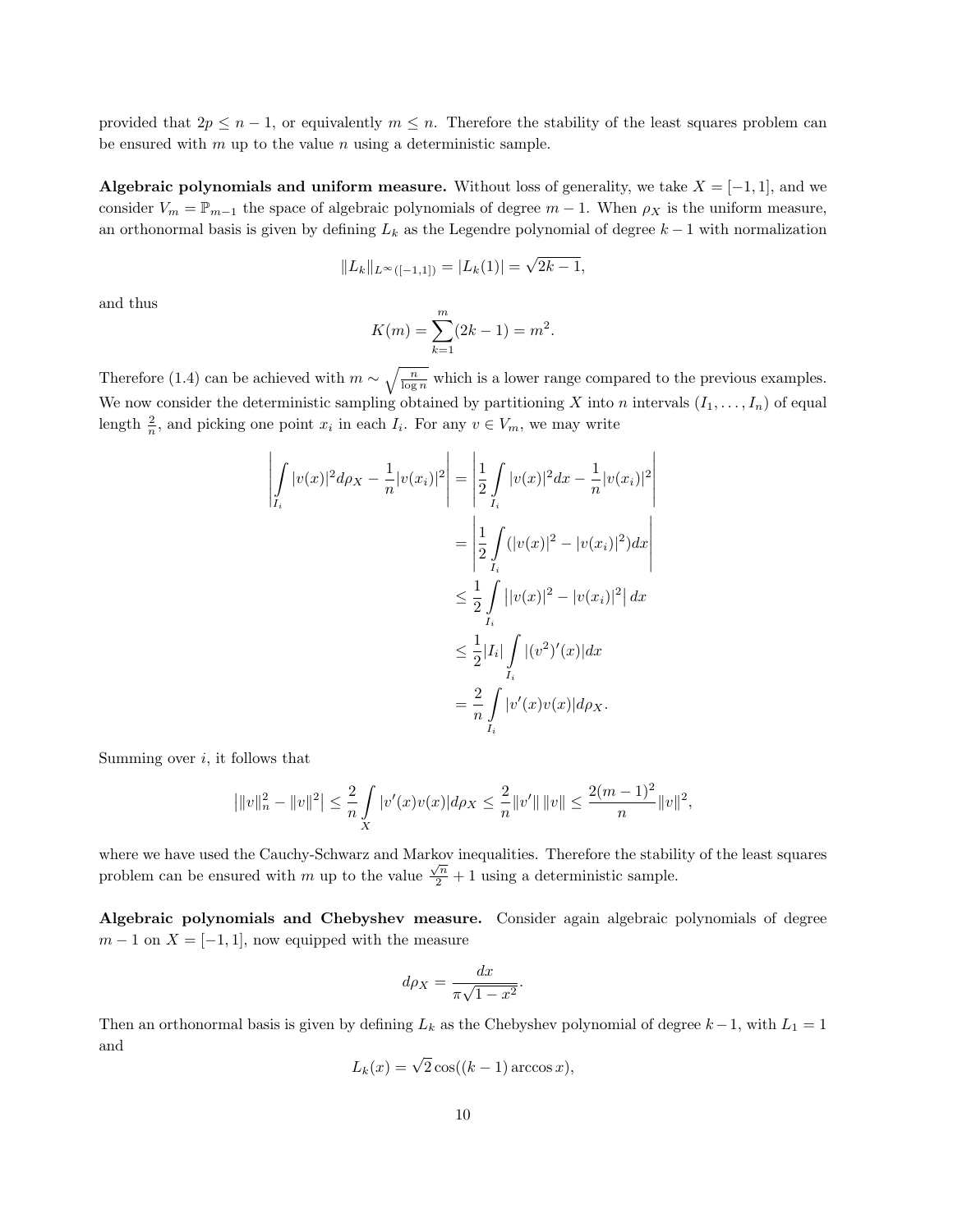provided that $2p \leq n-1$, or equivalently $m \leq n$. Therefore the stability of the least squares problem can be ensured with $m$ up to the value $n$ using a deterministic sample.

**Algebraic polynomials and uniform measure.** Without loss of generality, we take $X = [-1, 1]$, and we consider $V_m = \mathbb{P}_{m-1}$ the space of algebraic polynomials of degree $m-1$. When $\rho_X$ is the uniform measure, an orthonormal basis is given by defining $L_k$ as the Legendre polynomial of degree $k-1$ with normalization

$$\|L_k\|_{L^\infty([-1,1])} = |L_k(1)| = \sqrt{2k-1},$$

and thus

$$K(m) = \sum_{k=1}^{m} (2k-1) = m^2.$$

Therefore (1.4) can be achieved with $m \sim \sqrt{\frac{n}{\log n}}$ which is a lower range compared to the previous examples. We now consider the deterministic sampling obtained by partitioning $X$ into $n$ intervals $(I_1, \dots, I_n)$ of equal length $\frac{2}{n}$, and picking one point $x_i$ in each $I_i$. For any $v \in V_m$, we may write

$$\begin{aligned}
\left| \int_{I_i} |v(x)|^2 d\rho_X - \frac{1}{n}|v(x_i)|^2 \right| &= \left| \frac{1}{2} \int_{I_i} |v(x)|^2 dx - \frac{1}{n}|v(x_i)|^2 \right| \\
&= \left| \frac{1}{2} \int_{I_i} (|v(x)|^2 - |v(x_i)|^2) dx \right| \\
&\leq \frac{1}{2} \int_{I_i} \left| |v(x)|^2 - |v(x_i)|^2 \right| dx \\
&\leq \frac{1}{2} |I_i| \int_{I_i} |(v^2)'(x)| dx \\
&= \frac{2}{n} \int_{I_i} |v'(x) v(x)| d\rho_X.
\end{aligned}$$

Summing over $i$, it follows that

$$\left| \|v\|_n^2 - \|v\|^2 \right| \leq \frac{2}{n} \int_X |v'(x) v(x)| d\rho_X \leq \frac{2}{n} \|v'\| \, \|v\| \leq \frac{2(m-1)^2}{n} \|v\|^2,$$

where we have used the Cauchy-Schwarz and Markov inequalities. Therefore the stability of the least squares problem can be ensured with $m$ up to the value $\frac{\sqrt{n}}{2} + 1$ using a deterministic sample.

**Algebraic polynomials and Chebyshev measure.** Consider again algebraic polynomials of degree $m-1$ on $X = [-1, 1]$, now equipped with the measure

$$d\rho_X = \frac{dx}{\pi\sqrt{1-x^2}}.$$

Then an orthonormal basis is given by defining $L_k$ as the Chebyshev polynomial of degree $k-1$, with $L_1 = 1$ and

$$L_k(x) = \sqrt{2} \cos((k-1) \arccos x),$$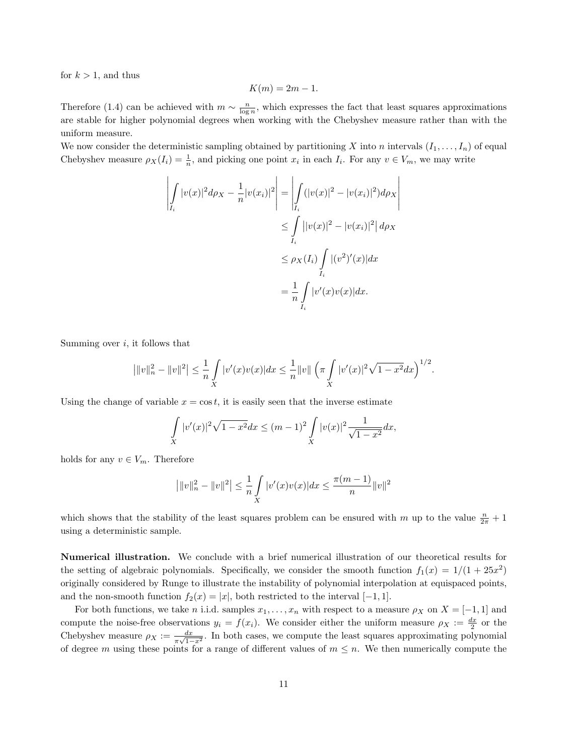for $k > 1$, and thus

$$K(m) = 2m - 1.$$

Therefore (1.4) can be achieved with $m \sim \frac{n}{\log n}$, which expresses the fact that least squares approximations are stable for higher polynomial degrees when working with the Chebyshev measure rather than with the uniform measure.

We now consider the deterministic sampling obtained by partitioning $X$ into $n$ intervals $(I_1, \ldots, I_n)$ of equal Chebyshev measure $\rho_X(I_i) = \frac{1}{n}$, and picking one point $x_i$ in each $I_i$. For any $v \in V_m$, we may write

$$\begin{aligned}
\left| \int_{I_i} |v(x)|^2 d\rho_X - \frac{1}{n}|v(x_i)|^2 \right| &= \left| \int_{I_i} (|v(x)|^2 - |v(x_i)|^2) d\rho_X \right| \\
&\leq \int_{I_i} \big| |v(x)|^2 - |v(x_i)|^2 \big| \, d\rho_X \\
&\leq \rho_X(I_i) \int_{I_i} |(v^2)'(x)| dx \\
&= \frac{1}{n} \int_{I_i} |v'(x) v(x)| dx.
\end{aligned}$$

Summing over $i$, it follows that

$$\big| \|v\|_n^2 - \|v\|^2 \big| \leq \frac{1}{n} \int_X |v'(x)v(x)| dx \leq \frac{1}{n} \|v\| \left( \pi \int_X |v'(x)|^2 \sqrt{1-x^2} dx \right)^{1/2}.$$

Using the change of variable $x = \cos t$, it is easily seen that the inverse estimate

$$\int_X |v'(x)|^2 \sqrt{1-x^2} dx \leq (m-1)^2 \int_X |v(x)|^2 \frac{1}{\sqrt{1-x^2}} dx,$$

holds for any $v \in V_m$. Therefore

$$\big| \|v\|_n^2 - \|v\|^2 \big| \leq \frac{1}{n} \int_X |v'(x)v(x)| dx \leq \frac{\pi(m-1)}{n} \|v\|^2$$

which shows that the stability of the least squares problem can be ensured with $m$ up to the value $\frac{n}{2\pi} + 1$ using a deterministic sample.

**Numerical illustration.** We conclude with a brief numerical illustration of our theoretical results for the setting of algebraic polynomials. Specifically, we consider the smooth function $f_1(x) = 1/(1 + 25x^2)$ originally considered by Runge to illustrate the instability of polynomial interpolation at equispaced points, and the non-smooth function $f_2(x) = |x|$, both restricted to the interval $[-1, 1]$.

For both functions, we take $n$ i.i.d. samples $x_1, \ldots, x_n$ with respect to a measure $\rho_X$ on $X = [-1, 1]$ and compute the noise-free observations $y_i = f(x_i)$. We consider either the uniform measure $\rho_X := \frac{dx}{2}$ or the Chebyshev measure $\rho_X := \frac{dx}{\pi\sqrt{1-x^2}}$. In both cases, we compute the least squares approximating polynomial of degree $m$ using these points for a range of different values of $m \leq n$. We then numerically compute the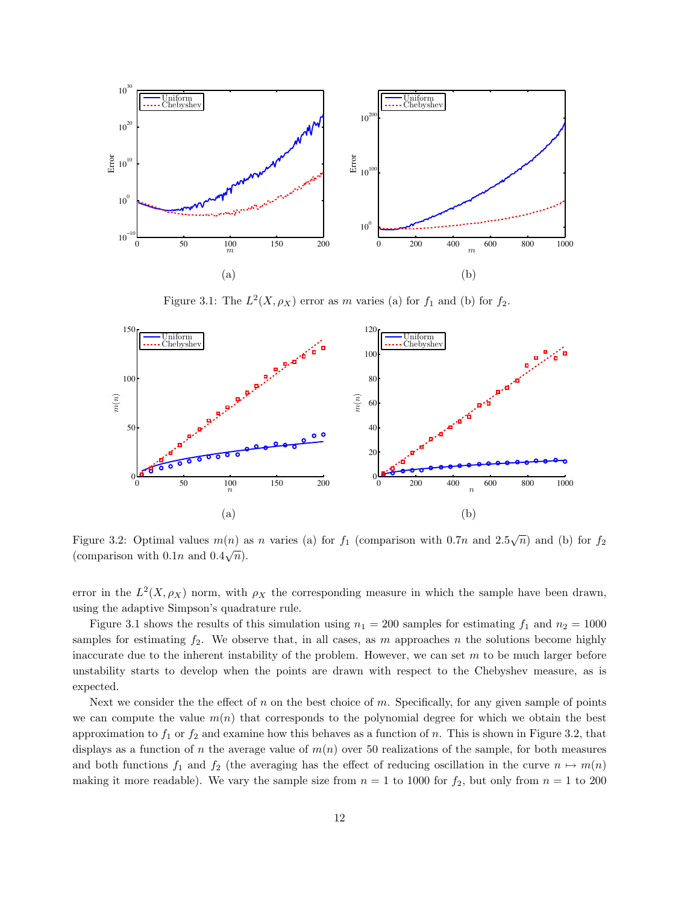Figure 3.1: The $L^2(X, \rho_X)$ error as $m$ varies (a) for $f_1$ and (b) for $f_2$.

Figure 3.2: Optimal values $m(n)$ as $n$ varies (a) for $f_1$ (comparison with $0.7n$ and $2.5\sqrt{n}$) and (b) for $f_2$ (comparison with $0.1n$ and $0.4\sqrt{n}$).

error in the $L^2(X, \rho_X)$ norm, with $\rho_X$ the corresponding measure in which the sample have been drawn, using the adaptive Simpson's quadrature rule.

Figure 3.1 shows the results of this simulation using $n_1 = 200$ samples for estimating $f_1$ and $n_2 = 1000$ samples for estimating $f_2$. We observe that, in all cases, as $m$ approaches $n$ the solutions become highly inaccurate due to the inherent instability of the problem. However, we can set $m$ to be much larger before unstability starts to develop when the points are drawn with respect to the Chebyshev measure, as is expected.

Next we consider the the effect of $n$ on the best choice of $m$. Specifically, for any given sample of points we can compute the value $m(n)$ that corresponds to the polynomial degree for which we obtain the best approximation to $f_1$ or $f_2$ and examine how this behaves as a function of $n$. This is shown in Figure 3.2, that displays as a function of $n$ the average value of $m(n)$ over 50 realizations of the sample, for both measures and both functions $f_1$ and $f_2$ (the averaging has the effect of reducing oscillation in the curve $n \mapsto m(n)$ making it more readable). We vary the sample size from $n = 1$ to 1000 for $f_2$, but only from $n = 1$ to 200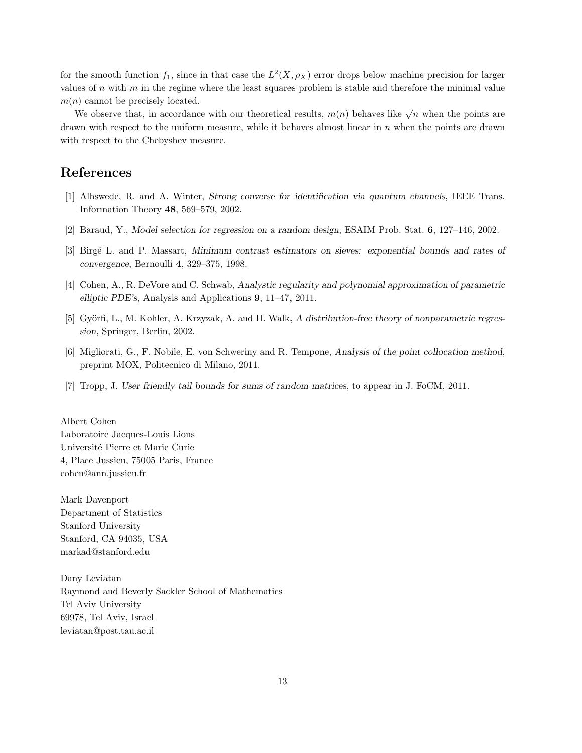for the smooth function $f_1$, since in that case the $L^2(X, \rho_X)$ error drops below machine precision for larger values of $n$ with $m$ in the regime where the least squares problem is stable and therefore the minimal value $m(n)$ cannot be precisely located.

We observe that, in accordance with our theoretical results, $m(n)$ behaves like $\sqrt{n}$ when the points are drawn with respect to the uniform measure, while it behaves almost linear in $n$ when the points are drawn with respect to the Chebyshev measure.

## References

[1] Alhswede, R. and A. Winter, *Strong converse for identification via quantum channels*, IEEE Trans. Information Theory **48**, 569–579, 2002.

[2] Baraud, Y., *Model selection for regression on a random design*, ESAIM Prob. Stat. **6**, 127–146, 2002.

[3] Birgé L. and P. Massart, *Minimum contrast estimators on sieves: exponential bounds and rates of convergence*, Bernoulli **4**, 329–375, 1998.

[4] Cohen, A., R. DeVore and C. Schwab, *Analystic regularity and polynomial approximation of parametric elliptic PDE's*, Analysis and Applications **9**, 11–47, 2011.

[5] Györfi, L., M. Kohler, A. Krzyzak, A. and H. Walk, *A distribution-free theory of nonparametric regression*, Springer, Berlin, 2002.

[6] Migliorati, G., F. Nobile, E. von Schweriny and R. Tempone, *Analysis of the point collocation method*, preprint MOX, Politecnico di Milano, 2011.

[7] Tropp, J. *User friendly tail bounds for sums of random matrices*, to appear in J. FoCM, 2011.

Albert Cohen
Laboratoire Jacques-Louis Lions
Université Pierre et Marie Curie
4, Place Jussieu, 75005 Paris, France
cohen@ann.jussieu.fr

Mark Davenport
Department of Statistics
Stanford University
Stanford, CA 94035, USA
markad@stanford.edu

Dany Leviatan
Raymond and Beverly Sackler School of Mathematics
Tel Aviv University
69978, Tel Aviv, Israel
leviatan@post.tau.ac.il